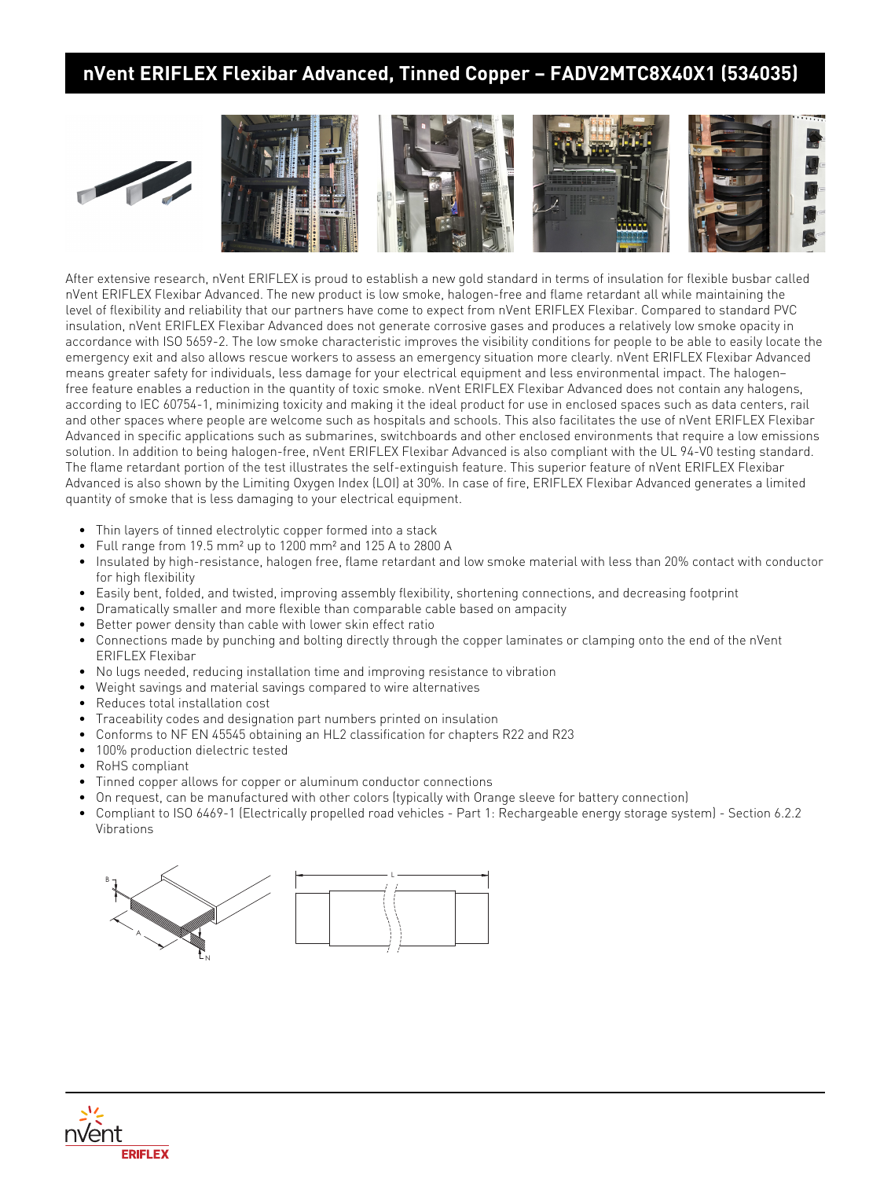# nVent ERIFLEX Flexibar Advanced, Tinned Copper – FADV2MTC8X40X1 (534035)

After extensive research, nVent ERIFLEX is proud to establish a new gold standard in terms of insulation for flexible busbar called nVent ERIFLEX Flexibar Advanced. The new product is low smoke, halogen-free and flame retardant all while maintaining the level of flexibility and reliability that our partners have come to expect from nVent ERIFLEX Flexibar. Compared to standard PVC insulation, nVent ERIFLEX Flexibar Advanced does not generate corrosive gases and produces a relatively low smoke opacity in accordance with ISO 5659-2. The low smoke characteristic improves the visibility conditions for people to be able to easily locate the emergency exit and also allows rescue workers to assess an emergency situation more clearly. nVent ERIFLEX Flexibar Advanced means greater safety for individuals, less damage for your electrical equipment and less environmental impact. The halogen–free feature enables a reduction in the quantity of toxic smoke. nVent ERIFLEX Flexibar Advanced does not contain any halogens, according to IEC 60754-1, minimizing toxicity and making it the ideal product for use in enclosed spaces such as data centers, rail and other spaces where people are welcome such as hospitals and schools. This also facilitates the use of nVent ERIFLEX Flexibar Advanced in specific applications such as submarines, switchboards and other enclosed environments that require a low emissions solution. In addition to being halogen-free, nVent ERIFLEX Flexibar Advanced is also compliant with the UL 94-V0 testing standard. The flame retardant portion of the test illustrates the self-extinguish feature. This superior feature of nVent ERIFLEX Flexibar Advanced is also shown by the Limiting Oxygen Index (LOI) at 30%. In case of fire, ERIFLEX Flexibar Advanced generates a limited quantity of smoke that is less damaging to your electrical equipment.

- Thin layers of tinned electrolytic copper formed into a stack
- Full range from 19.5 mm² up to 1200 mm² and 125 A to 2800 A
- Insulated by high-resistance, halogen free, flame retardant and low smoke material with less than 20% contact with conductor for high flexibility
- Easily bent, folded, and twisted, improving assembly flexibility, shortening connections, and decreasing footprint
- Dramatically smaller and more flexible than comparable cable based on ampacity
- Better power density than cable with lower skin effect ratio
- Connections made by punching and bolting directly through the copper laminates or clamping onto the end of the nVent ERIFLEX Flexibar
- No lugs needed, reducing installation time and improving resistance to vibration
- Weight savings and material savings compared to wire alternatives
- Reduces total installation cost
- Traceability codes and designation part numbers printed on insulation
- Conforms to NF EN 45545 obtaining an HL2 classification for chapters R22 and R23
- 100% production dielectric tested
- RoHS compliant
- Tinned copper allows for copper or aluminum conductor connections
- On request, can be manufactured with other colors (typically with Orange sleeve for battery connection)
- Compliant to ISO 6469-1 (Electrically propelled road vehicles - Part 1: Rechargeable energy storage system) - Section 6.2.2 Vibrations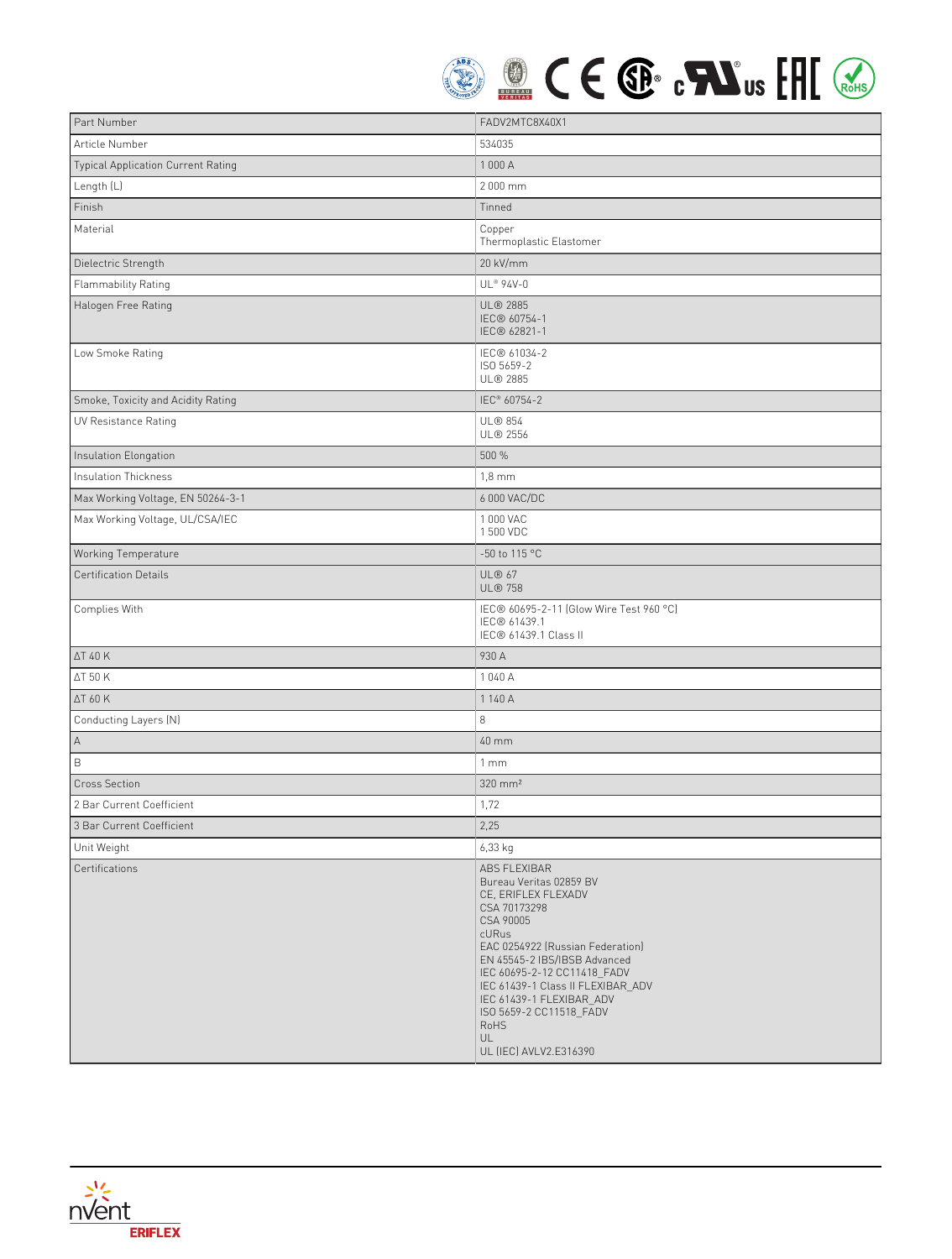| Part Number | FADV2MTC8X40X1 |
|---|---|
| Article Number | 534035 |
| Typical Application Current Rating | 1 000 A |
| Length (L) | 2 000 mm |
| Finish | Tinned |
| Material | Copper<br>Thermoplastic Elastomer |
| Dielectric Strength | 20 kV/mm |
| Flammability Rating | UL® 94V-0 |
| Halogen Free Rating | UL® 2885<br>IEC® 60754-1<br>IEC® 62821-1 |
| Low Smoke Rating | IEC® 61034-2<br>ISO 5659-2<br>UL® 2885 |
| Smoke, Toxicity and Acidity Rating | IEC® 60754-2 |
| UV Resistance Rating | UL® 854<br>UL® 2556 |
| Insulation Elongation | 500 % |
| Insulation Thickness | 1,8 mm |
| Max Working Voltage, EN 50264-3-1 | 6 000 VAC/DC |
| Max Working Voltage, UL/CSA/IEC | 1 000 VAC<br>1 500 VDC |
| Working Temperature | -50 to 115 °C |
| Certification Details | UL® 67<br>UL® 758 |
| Complies With | IEC® 60695-2-11 (Glow Wire Test 960 °C)<br>IEC® 61439.1<br>IEC® 61439.1 Class II |
| ΔT 40 K | 930 A |
| ΔT 50 K | 1 040 A |
| ΔT 60 K | 1 140 A |
| Conducting Layers (N) | 8 |
| A | 40 mm |
| B | 1 mm |
| Cross Section | 320 mm² |
| 2 Bar Current Coefficient | 1,72 |
| 3 Bar Current Coefficient | 2,25 |
| Unit Weight | 6,33 kg |
| Certifications | ABS FLEXIBAR<br>Bureau Veritas 02859 BV<br>CE, ERIFLEX FLEXADV<br>CSA 70173298<br>CSA 90005<br>cURus<br>EAC 0254922 (Russian Federation)<br>EN 45545-2 IBS/IBSB Advanced<br>IEC 60695-2-12 CC11418_FADV<br>IEC 61439-1 Class II FLEXIBAR_ADV<br>IEC 61439-1 FLEXIBAR_ADV<br>ISO 5659-2 CC11518_FADV<br>RoHS<br>UL<br>UL (IEC) AVLV2.E316390 |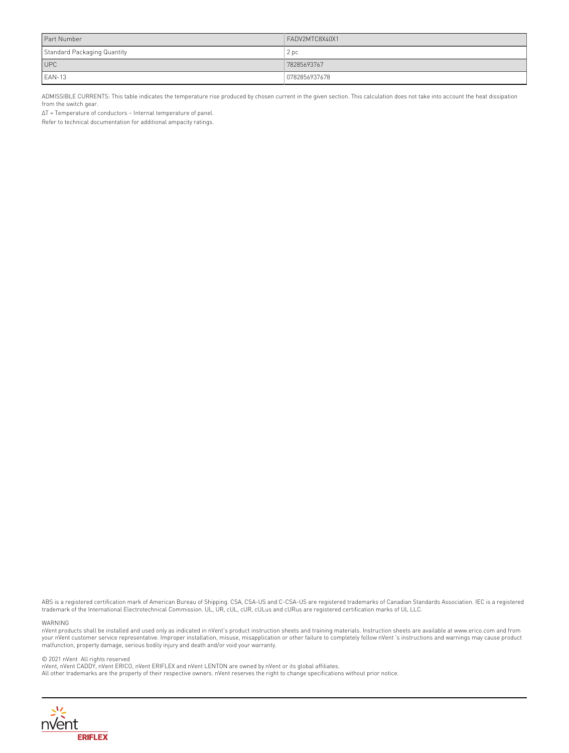| | |
|---|---|
| Part Number | FADV2MTC8X40X1 |
| Standard Packaging Quantity | 2 pc |
| UPC | 78285693767 |
| EAN-13 | 0782856937678 |

ADMISSIBLE CURRENTS: This table indicates the temperature rise produced by chosen current in the given section. This calculation does not take into account the heat dissipation from the switch gear.

ΔT = Temperature of conductors – Internal temperature of panel.

Refer to technical documentation for additional ampacity ratings.

ABS is a registered certification mark of American Bureau of Shipping. CSA, CSA-US and C-CSA-US are registered trademarks of Canadian Standards Association. IEC is a registered trademark of the International Electrotechnical Commission. UL, UR, cUL, cUR, cULus and cURus are registered certification marks of UL LLC.

WARNING

nVent products shall be installed and used only as indicated in nVent's product instruction sheets and training materials. Instruction sheets are available at www.erico.com and from your nVent customer service representative. Improper installation, misuse, misapplication or other failure to completely follow nVent 's instructions and warnings may cause product malfunction, property damage, serious bodily injury and death and/or void your warranty.

© 2021 nVent All rights reserved
nVent, nVent CADDY, nVent ERICO, nVent ERIFLEX and nVent LENTON are owned by nVent or its global affiliates.
All other trademarks are the property of their respective owners. nVent reserves the right to change specifications without prior notice.

nVent ERIFLEX